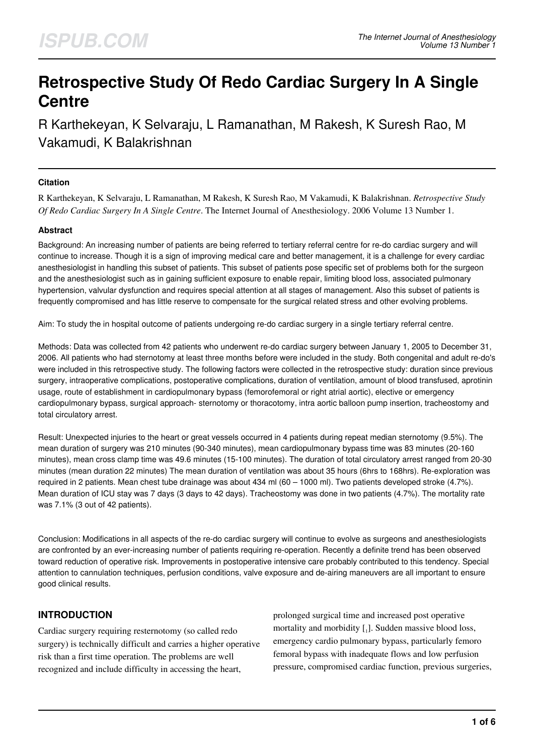# Retrospective Study Of Redo Cardiac Surgery In A Single Centre

R Karthekeyan, K Selvaraju, L Ramanathan, M Rakesh, K Suresh Rao, M Vakamudi, K Balakrishnan

### Citation

R Karthekeyan, K Selvaraju, L Ramanathan, M Rakesh, K Suresh Rao, M Vakamudi, K Balakrishnan. *Retrospective Study Of Redo Cardiac Surgery In A Single Centre*. The Internet Journal of Anesthesiology. 2006 Volume 13 Number 1.

### Abstract

Background: An increasing number of patients are being referred to tertiary referral centre for re-do cardiac surgery and will continue to increase. Though it is a sign of improving medical care and better management, it is a challenge for every cardiac anesthesiologist in handling this subset of patients. This subset of patients pose specific set of problems both for the surgeon and the anesthesiologist such as in gaining sufficient exposure to enable repair, limiting blood loss, associated pulmonary hypertension, valvular dysfunction and requires special attention at all stages of management. Also this subset of patients is frequently compromised and has little reserve to compensate for the surgical related stress and other evolving problems.

Aim: To study the in hospital outcome of patients undergoing re-do cardiac surgery in a single tertiary referral centre.

Methods: Data was collected from 42 patients who underwent re-do cardiac surgery between January 1, 2005 to December 31, 2006. All patients who had sternotomy at least three months before were included in the study. Both congenital and adult re-do's were included in this retrospective study. The following factors were collected in the retrospective study: duration since previous surgery, intraoperative complications, postoperative complications, duration of ventilation, amount of blood transfused, aprotinin usage, route of establishment in cardiopulmonary bypass (femorofemoral or right atrial aortic), elective or emergency cardiopulmonary bypass, surgical approach- sternotomy or thoracotomy, intra aortic balloon pump insertion, tracheostomy and total circulatory arrest.

Result: Unexpected injuries to the heart or great vessels occurred in 4 patients during repeat median sternotomy (9.5%). The mean duration of surgery was 210 minutes (90-340 minutes), mean cardiopulmonary bypass time was 83 minutes (20-160 minutes), mean cross clamp time was 49.6 minutes (15-100 minutes). The duration of total circulatory arrest ranged from 20-30 minutes (mean duration 22 minutes) The mean duration of ventilation was about 35 hours (6hrs to 168hrs). Re-exploration was required in 2 patients. Mean chest tube drainage was about 434 ml (60 – 1000 ml). Two patients developed stroke (4.7%). Mean duration of ICU stay was 7 days (3 days to 42 days). Tracheostomy was done in two patients (4.7%). The mortality rate was 7.1% (3 out of 42 patients).

Conclusion: Modifications in all aspects of the re-do cardiac surgery will continue to evolve as surgeons and anesthesiologists are confronted by an ever-increasing number of patients requiring re-operation. Recently a definite trend has been observed toward reduction of operative risk. Improvements in postoperative intensive care probably contributed to this tendency. Special attention to cannulation techniques, perfusion conditions, valve exposure and de-airing maneuvers are all important to ensure good clinical results.

## INTRODUCTION

Cardiac surgery requiring resternotomy (so called redo surgery) is technically difficult and carries a higher operative risk than a first time operation. The problems are well recognized and include difficulty in accessing the heart, prolonged surgical time and increased post operative mortality and morbidity [1]. Sudden massive blood loss, emergency cardio pulmonary bypass, particularly femoro femoral bypass with inadequate flows and low perfusion pressure, compromised cardiac function, previous surgeries,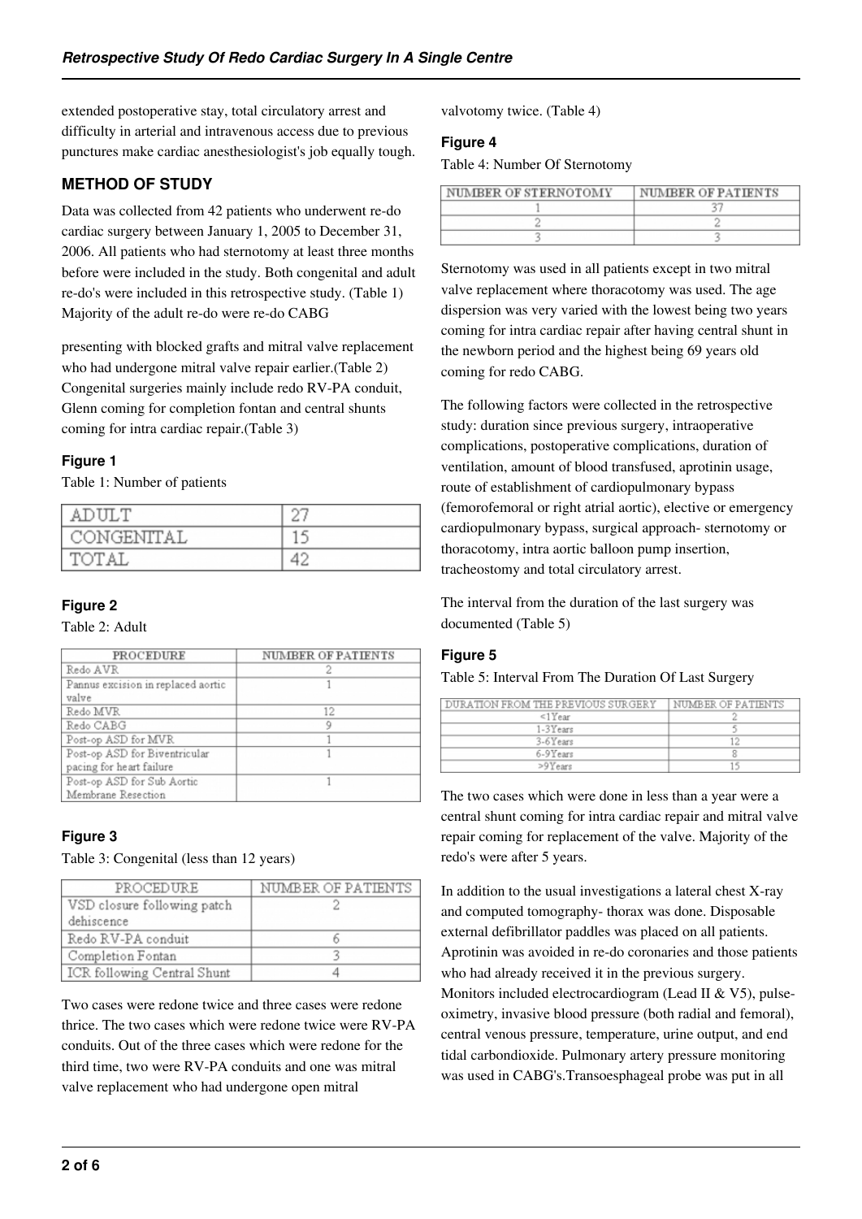extended postoperative stay, total circulatory arrest and difficulty in arterial and intravenous access due to previous punctures make cardiac anesthesiologist's job equally tough.

## METHOD OF STUDY

Data was collected from 42 patients who underwent re-do cardiac surgery between January 1, 2005 to December 31, 2006. All patients who had sternotomy at least three months before were included in the study. Both congenital and adult re-do's were included in this retrospective study. (Table 1) Majority of the adult re-do were re-do CABG presenting with blocked grafts and mitral valve replacement who had undergone mitral valve repair earlier.(Table 2) Congenital surgeries mainly include redo RV-PA conduit, Glenn coming for completion fontan and central shunts coming for intra cardiac repair.(Table 3)

### Figure 1

Table 1: Number of patients

| ADULT | 27 |
|---|---|
| CONGENITAL | 15 |
| TOTAL | 42 |

### Figure 2

Table 2: Adult

| PROCEDURE | NUMBER OF PATIENTS |
|---|---|
| Redo AVR | 2 |
| Pannus excision in replaced aortic valve | 1 |
| Redo MVR | 12 |
| Redo CABG | 9 |
| Post-op ASD for MVR | 1 |
| Post-op ASD for Biventricular pacing for heart failure | 1 |
| Post-op ASD for Sub Aortic Membrane Resection | 1 |

### Figure 3

Table 3: Congenital (less than 12 years)

| PROCEDURE | NUMBER OF PATIENTS |
|---|---|
| VSD closure following patch dehiscence | 2 |
| Redo RV-PA conduit | 6 |
| Completion Fontan | 3 |
| ICR following Central Shunt | 4 |

Two cases were redone twice and three cases were redone thrice. The two cases which were redone twice were RV-PA conduits. Out of the three cases which were redone for the third time, two were RV-PA conduits and one was mitral valve replacement who had undergone open mitral valvotomy twice. (Table 4)

### Figure 4

Table 4: Number Of Sternotomy

| NUMBER OF STERNOTOMY | NUMBER OF PATIENTS |
|---|---|
| 1 | 37 |
| 2 | 2 |
| 3 | 3 |

Sternotomy was used in all patients except in two mitral valve replacement where thoracotomy was used. The age dispersion was very varied with the lowest being two years coming for intra cardiac repair after having central shunt in the newborn period and the highest being 69 years old coming for redo CABG.

The following factors were collected in the retrospective study: duration since previous surgery, intraoperative complications, postoperative complications, duration of ventilation, amount of blood transfused, aprotinin usage, route of establishment of cardiopulmonary bypass (femorofemoral or right atrial aortic), elective or emergency cardiopulmonary bypass, surgical approach- sternotomy or thoracotomy, intra aortic balloon pump insertion, tracheostomy and total circulatory arrest.

The interval from the duration of the last surgery was documented (Table 5)

### Figure 5

Table 5: Interval From The Duration Of Last Surgery

| DURATION FROM THE PREVIOUS SURGERY | NUMBER OF PATIENTS |
|---|---|
| <1Year | 2 |
| 1-3Years | 5 |
| 3-6Years | 12 |
| 6-9Years | 8 |
| >9Years | 15 |

The two cases which were done in less than a year were a central shunt coming for intra cardiac repair and mitral valve repair coming for replacement of the valve. Majority of the redo's were after 5 years.

In addition to the usual investigations a lateral chest X-ray and computed tomography- thorax was done. Disposable external defibrillator paddles was placed on all patients. Aprotinin was avoided in re-do coronaries and those patients who had already received it in the previous surgery. Monitors included electrocardiogram (Lead II & V5), pulse-oximetry, invasive blood pressure (both radial and femoral), central venous pressure, temperature, urine output, and end tidal carbondioxide. Pulmonary artery pressure monitoring was used in CABG's.Transoesphageal probe was put in all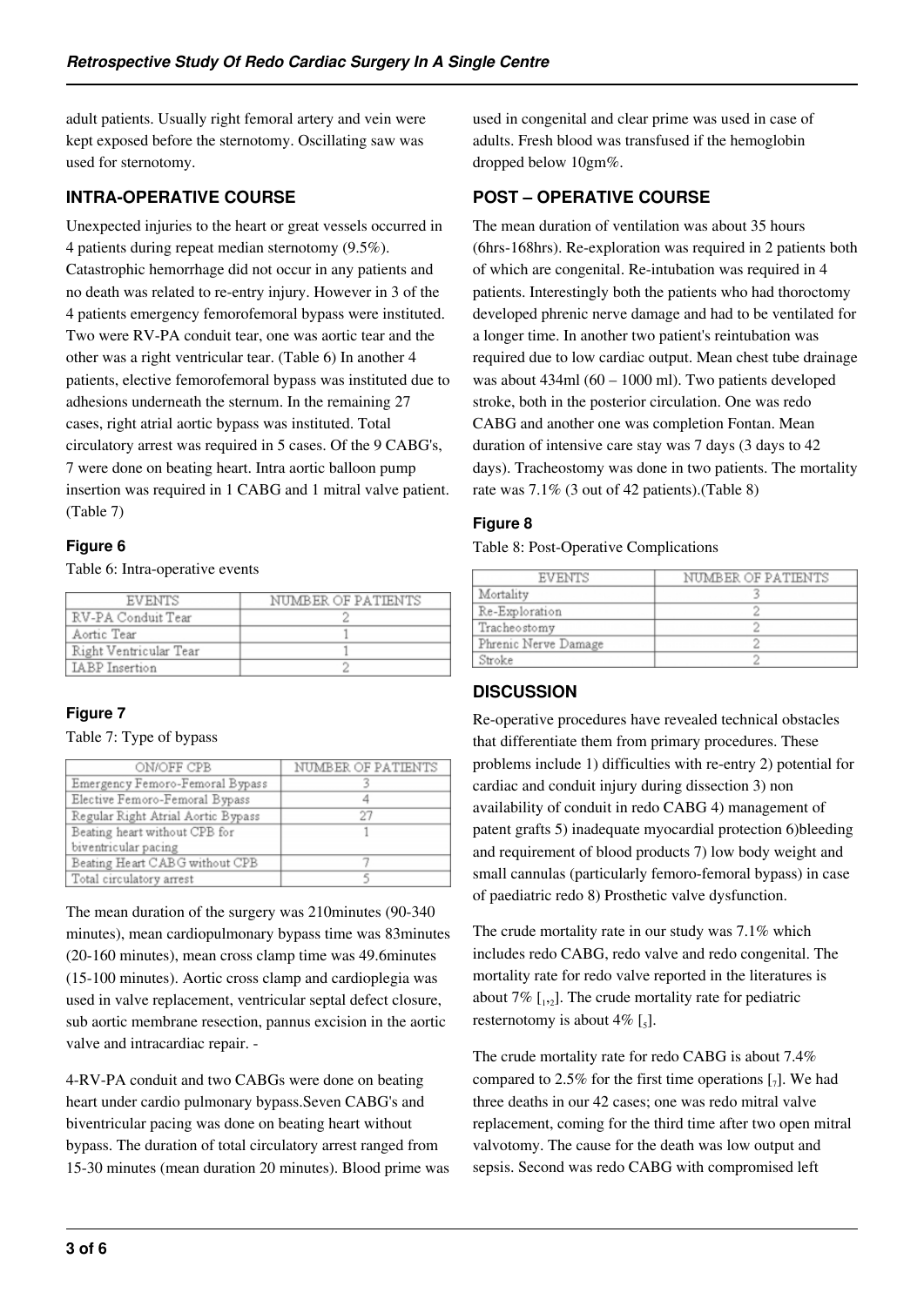adult patients. Usually right femoral artery and vein were kept exposed before the sternotomy. Oscillating saw was used for sternotomy.

## INTRA-OPERATIVE COURSE

Unexpected injuries to the heart or great vessels occurred in 4 patients during repeat median sternotomy (9.5%). Catastrophic hemorrhage did not occur in any patients and no death was related to re-entry injury. However in 3 of the 4 patients emergency femorofemoral bypass were instituted. Two were RV-PA conduit tear, one was aortic tear and the other was a right ventricular tear. (Table 6) In another 4 patients, elective femorofemoral bypass was instituted due to adhesions underneath the sternum. In the remaining 27 cases, right atrial aortic bypass was instituted. Total circulatory arrest was required in 5 cases. Of the 9 CABG's, 7 were done on beating heart. Intra aortic balloon pump insertion was required in 1 CABG and 1 mitral valve patient. (Table 7)

### Figure 6

Table 6: Intra-operative events

| EVENTS | NUMBER OF PATIENTS |
|---|---|
| RV-PA Conduit Tear | 2 |
| Aortic Tear | 1 |
| Right Ventricular Tear | 1 |
| IABP Insertion | 2 |

### Figure 7

Table 7: Type of bypass

| ON/OFF CPB | NUMBER OF PATIENTS |
|---|---|
| Emergency Femoro-Femoral Bypass | 3 |
| Elective Femoro-Femoral Bypass | 4 |
| Regular Right Atrial Aortic Bypass | 27 |
| Beating heart without CPB for biventricular pacing | 1 |
| Beating Heart CABG without CPB | 7 |
| Total circulatory arrest | 5 |

The mean duration of the surgery was 210minutes (90-340 minutes), mean cardiopulmonary bypass time was 83minutes (20-160 minutes), mean cross clamp time was 49.6minutes (15-100 minutes). Aortic cross clamp and cardioplegia was used in valve replacement, ventricular septal defect closure, sub aortic membrane resection, pannus excision in the aortic valve and intracardiac repair. -

4-RV-PA conduit and two CABGs were done on beating heart under cardio pulmonary bypass.Seven CABG's and biventricular pacing was done on beating heart without bypass. The duration of total circulatory arrest ranged from 15-30 minutes (mean duration 20 minutes). Blood prime was used in congenital and clear prime was used in case of adults. Fresh blood was transfused if the hemoglobin dropped below 10gm%.

## POST – OPERATIVE COURSE

The mean duration of ventilation was about 35 hours (6hrs-168hrs). Re-exploration was required in 2 patients both of which are congenital. Re-intubation was required in 4 patients. Interestingly both the patients who had thoroctomy developed phrenic nerve damage and had to be ventilated for a longer time. In another two patient's reintubation was required due to low cardiac output. Mean chest tube drainage was about 434ml (60 – 1000 ml). Two patients developed stroke, both in the posterior circulation. One was redo CABG and another one was completion Fontan. Mean duration of intensive care stay was 7 days (3 days to 42 days). Tracheostomy was done in two patients. The mortality rate was 7.1% (3 out of 42 patients).(Table 8)

### Figure 8

Table 8: Post-Operative Complications

| EVENTS | NUMBER OF PATIENTS |
|---|---|
| Mortality | 3 |
| Re-Exploration | 2 |
| Tracheostomy | 2 |
| Phrenic Nerve Damage | 2 |
| Stroke | 2 |

## DISCUSSION

Re-operative procedures have revealed technical obstacles that differentiate them from primary procedures. These problems include 1) difficulties with re-entry 2) potential for cardiac and conduit injury during dissection 3) non availability of conduit in redo CABG 4) management of patent grafts 5) inadequate myocardial protection 6)bleeding and requirement of blood products 7) low body weight and small cannulas (particularly femoro-femoral bypass) in case of paediatric redo 8) Prosthetic valve dysfunction.

The crude mortality rate in our study was 7.1% which includes redo CABG, redo valve and redo congenital. The mortality rate for redo valve reported in the literatures is about 7% [1,2]. The crude mortality rate for pediatric resternotomy is about 4% [5].

The crude mortality rate for redo CABG is about 7.4% compared to 2.5% for the first time operations [7]. We had three deaths in our 42 cases; one was redo mitral valve replacement, coming for the third time after two open mitral valvotomy. The cause for the death was low output and sepsis. Second was redo CABG with compromised left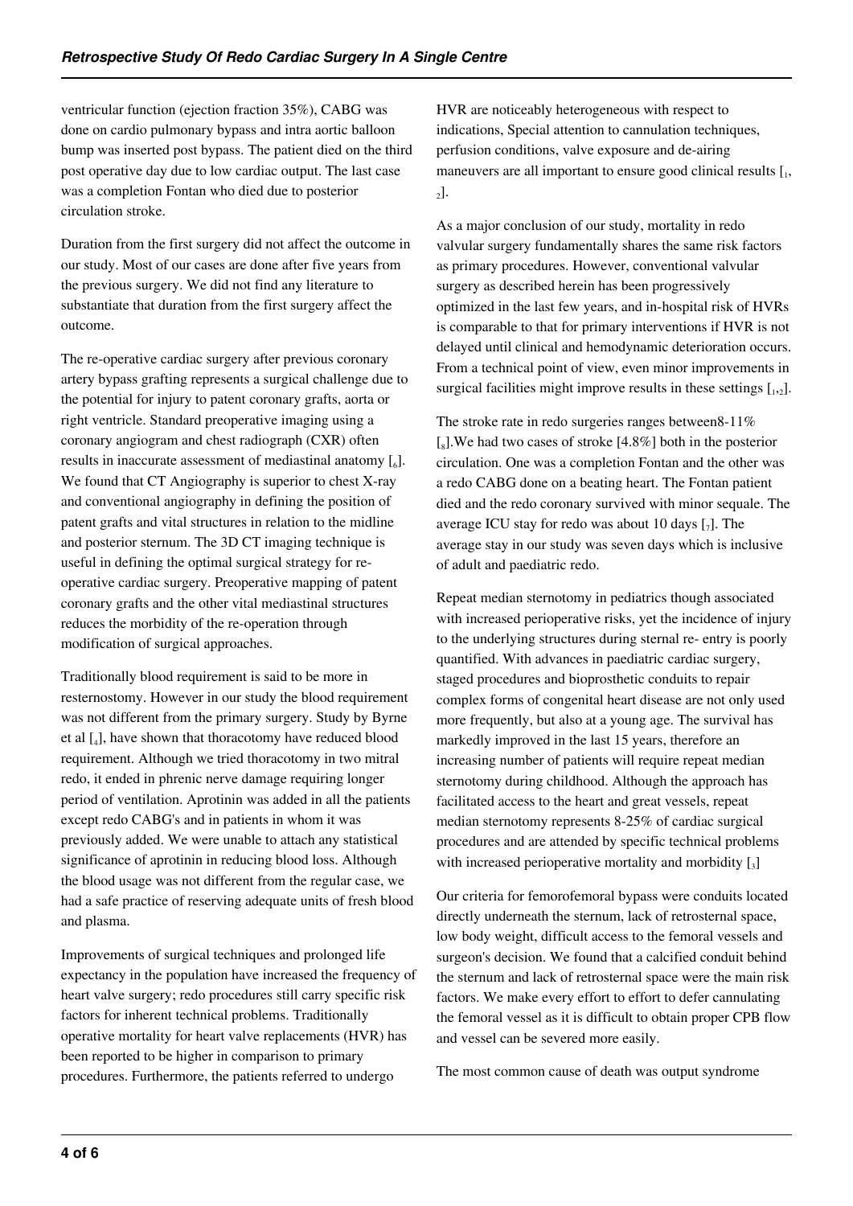ventricular function (ejection fraction 35%), CABG was done on cardio pulmonary bypass and intra aortic balloon bump was inserted post bypass. The patient died on the third post operative day due to low cardiac output. The last case was a completion Fontan who died due to posterior circulation stroke.

Duration from the first surgery did not affect the outcome in our study. Most of our cases are done after five years from the previous surgery. We did not find any literature to substantiate that duration from the first surgery affect the outcome.

The re-operative cardiac surgery after previous coronary artery bypass grafting represents a surgical challenge due to the potential for injury to patent coronary grafts, aorta or right ventricle. Standard preoperative imaging using a coronary angiogram and chest radiograph (CXR) often results in inaccurate assessment of mediastinal anatomy [6]. We found that CT Angiography is superior to chest X-ray and conventional angiography in defining the position of patent grafts and vital structures in relation to the midline and posterior sternum. The 3D CT imaging technique is useful in defining the optimal surgical strategy for re-operative cardiac surgery. Preoperative mapping of patent coronary grafts and the other vital mediastinal structures reduces the morbidity of the re-operation through modification of surgical approaches.

Traditionally blood requirement is said to be more in resternostomy. However in our study the blood requirement was not different from the primary surgery. Study by Byrne et al [4], have shown that thoracotomy have reduced blood requirement. Although we tried thoracotomy in two mitral redo, it ended in phrenic nerve damage requiring longer period of ventilation. Aprotinin was added in all the patients except redo CABG's and in patients in whom it was previously added. We were unable to attach any statistical significance of aprotinin in reducing blood loss. Although the blood usage was not different from the regular case, we had a safe practice of reserving adequate units of fresh blood and plasma.

Improvements of surgical techniques and prolonged life expectancy in the population have increased the frequency of heart valve surgery; redo procedures still carry specific risk factors for inherent technical problems. Traditionally operative mortality for heart valve replacements (HVR) has been reported to be higher in comparison to primary procedures. Furthermore, the patients referred to undergo HVR are noticeably heterogeneous with respect to indications, Special attention to cannulation techniques, perfusion conditions, valve exposure and de-airing maneuvers are all important to ensure good clinical results [1, 2].

As a major conclusion of our study, mortality in redo valvular surgery fundamentally shares the same risk factors as primary procedures. However, conventional valvular surgery as described herein has been progressively optimized in the last few years, and in-hospital risk of HVRs is comparable to that for primary interventions if HVR is not delayed until clinical and hemodynamic deterioration occurs. From a technical point of view, even minor improvements in surgical facilities might improve results in these settings [1,2].

The stroke rate in redo surgeries ranges between8-11% [8].We had two cases of stroke [4.8%] both in the posterior circulation. One was a completion Fontan and the other was a redo CABG done on a beating heart. The Fontan patient died and the redo coronary survived with minor sequale. The average ICU stay for redo was about 10 days [7]. The average stay in our study was seven days which is inclusive of adult and paediatric redo.

Repeat median sternotomy in pediatrics though associated with increased perioperative risks, yet the incidence of injury to the underlying structures during sternal re- entry is poorly quantified. With advances in paediatric cardiac surgery, staged procedures and bioprosthetic conduits to repair complex forms of congenital heart disease are not only used more frequently, but also at a young age. The survival has markedly improved in the last 15 years, therefore an increasing number of patients will require repeat median sternotomy during childhood. Although the approach has facilitated access to the heart and great vessels, repeat median sternotomy represents 8-25% of cardiac surgical procedures and are attended by specific technical problems with increased perioperative mortality and morbidity [3]

Our criteria for femorofemoral bypass were conduits located directly underneath the sternum, lack of retrosternal space, low body weight, difficult access to the femoral vessels and surgeon's decision. We found that a calcified conduit behind the sternum and lack of retrosternal space were the main risk factors. We make every effort to effort to defer cannulating the femoral vessel as it is difficult to obtain proper CPB flow and vessel can be severed more easily.

The most common cause of death was output syndrome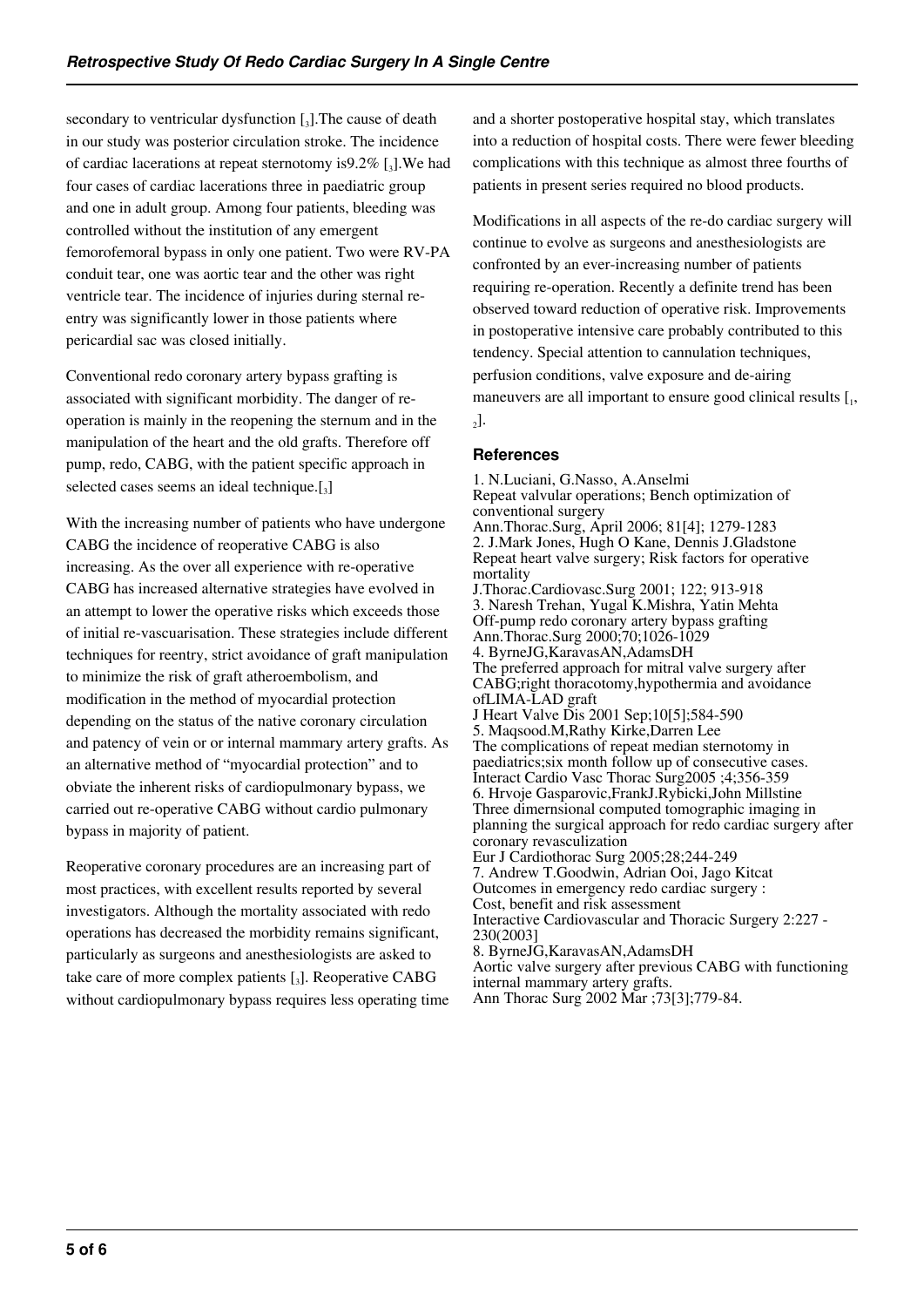secondary to ventricular dysfunction [3].The cause of death in our study was posterior circulation stroke. The incidence of cardiac lacerations at repeat sternotomy is9.2% [3].We had four cases of cardiac lacerations three in paediatric group and one in adult group. Among four patients, bleeding was controlled without the institution of any emergent femorofemoral bypass in only one patient. Two were RV-PA conduit tear, one was aortic tear and the other was right ventricle tear. The incidence of injuries during sternal re-entry was significantly lower in those patients where pericardial sac was closed initially.

Conventional redo coronary artery bypass grafting is associated with significant morbidity. The danger of re-operation is mainly in the reopening the sternum and in the manipulation of the heart and the old grafts. Therefore off pump, redo, CABG, with the patient specific approach in selected cases seems an ideal technique.[3]

With the increasing number of patients who have undergone CABG the incidence of reoperative CABG is also increasing. As the over all experience with re-operative CABG has increased alternative strategies have evolved in an attempt to lower the operative risks which exceeds those of initial re-vascuarisation. These strategies include different techniques for reentry, strict avoidance of graft manipulation to minimize the risk of graft atheroembolism, and modification in the method of myocardial protection depending on the status of the native coronary circulation and patency of vein or or internal mammary artery grafts. As an alternative method of "myocardial protection" and to obviate the inherent risks of cardiopulmonary bypass, we carried out re-operative CABG without cardio pulmonary bypass in majority of patient.

Reoperative coronary procedures are an increasing part of most practices, with excellent results reported by several investigators. Although the mortality associated with redo operations has decreased the morbidity remains significant, particularly as surgeons and anesthesiologists are asked to take care of more complex patients [3]. Reoperative CABG without cardiopulmonary bypass requires less operating time and a shorter postoperative hospital stay, which translates into a reduction of hospital costs. There were fewer bleeding complications with this technique as almost three fourths of patients in present series required no blood products.

Modifications in all aspects of the re-do cardiac surgery will continue to evolve as surgeons and anesthesiologists are confronted by an ever-increasing number of patients requiring re-operation. Recently a definite trend has been observed toward reduction of operative risk. Improvements in postoperative intensive care probably contributed to this tendency. Special attention to cannulation techniques, perfusion conditions, valve exposure and de-airing maneuvers are all important to ensure good clinical results [1, 2].

## References

1. N.Luciani, G.Nasso, A.Anselmi
Repeat valvular operations; Bench optimization of conventional surgery
Ann.Thorac.Surg, April 2006; 81[4]; 1279-1283
2. J.Mark Jones, Hugh O Kane, Dennis J.Gladstone
Repeat heart valve surgery; Risk factors for operative mortality
J.Thorac.Cardiovasc.Surg 2001; 122; 913-918
3. Naresh Trehan, Yugal K.Mishra, Yatin Mehta
Off-pump redo coronary artery bypass grafting
Ann.Thorac.Surg 2000;70;1026-1029
4. ByrneJG,KaravasAN,AdamsDH
The preferred approach for mitral valve surgery after CABG;right thoracotomy,hypothermia and avoidance ofLIMA-LAD graft
J Heart Valve Dis 2001 Sep;10[5];584-590
5. Maqsood.M,Rathy Kirke,Darren Lee
The complications of repeat median sternotomy in paediatrics;six month follow up of consecutive cases.
Interact Cardio Vasc Thorac Surg2005 ;4;356-359
6. Hrvoje Gasparovic,FrankJ.Rybicki,John Millstine
Three dimernsional computed tomographic imaging in planning the surgical approach for redo cardiac surgery after coronary revasculization
Eur J Cardiothorac Surg 2005;28;244-249
7. Andrew T.Goodwin, Adrian Ooi, Jago Kitcat
Outcomes in emergency redo cardiac surgery :
Cost, benefit and risk assessment
Interactive Cardiovascular and Thoracic Surgery 2:227 - 230(2003]
8. ByrneJG,KaravasAN,AdamsDH
Aortic valve surgery after previous CABG with functioning internal mammary artery grafts.
Ann Thorac Surg 2002 Mar ;73[3];779-84.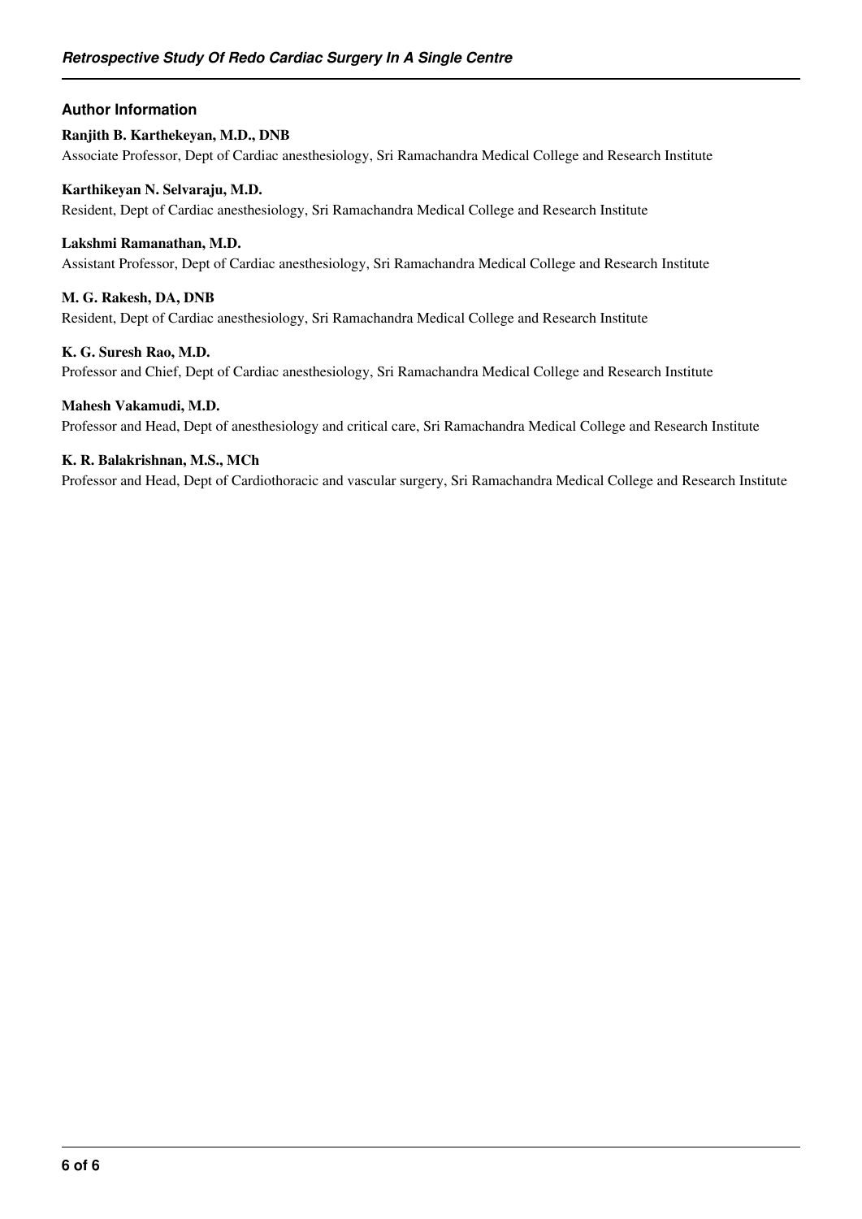### Author Information

**Ranjith B. Karthekeyan, M.D., DNB**
Associate Professor, Dept of Cardiac anesthesiology, Sri Ramachandra Medical College and Research Institute

**Karthikeyan N. Selvaraju, M.D.**
Resident, Dept of Cardiac anesthesiology, Sri Ramachandra Medical College and Research Institute

**Lakshmi Ramanathan, M.D.**
Assistant Professor, Dept of Cardiac anesthesiology, Sri Ramachandra Medical College and Research Institute

**M. G. Rakesh, DA, DNB**
Resident, Dept of Cardiac anesthesiology, Sri Ramachandra Medical College and Research Institute

**K. G. Suresh Rao, M.D.**
Professor and Chief, Dept of Cardiac anesthesiology, Sri Ramachandra Medical College and Research Institute

**Mahesh Vakamudi, M.D.**
Professor and Head, Dept of anesthesiology and critical care, Sri Ramachandra Medical College and Research Institute

**K. R. Balakrishnan, M.S., MCh**
Professor and Head, Dept of Cardiothoracic and vascular surgery, Sri Ramachandra Medical College and Research Institute